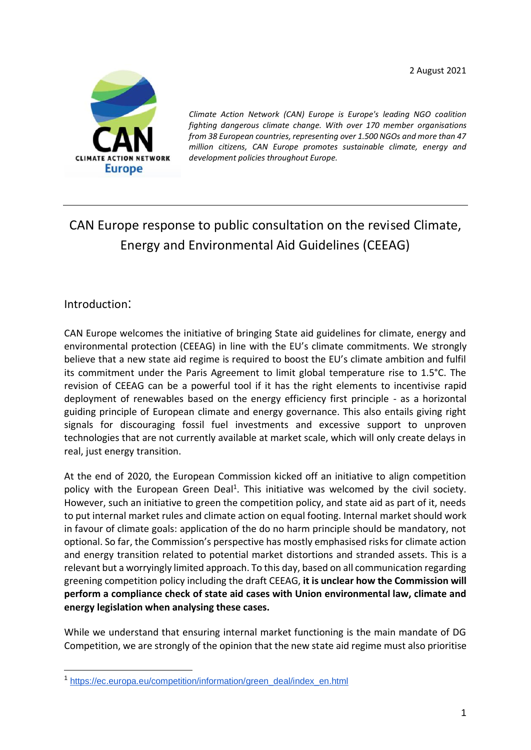2 August 2021

*Climate Action Network (CAN) Europe is Europe's leading NGO coalition fighting dangerous climate change. With over 170 member organisations from 38 European countries, representing over 1.500 NGOs and more than 47 million citizens, CAN Europe promotes sustainable climate, energy and development policies throughout Europe.*

---

# CAN Europe response to public consultation on the revised Climate, Energy and Environmental Aid Guidelines (CEEAG)

## Introduction:

CAN Europe welcomes the initiative of bringing State aid guidelines for climate, energy and environmental protection (CEEAG) in line with the EU's climate commitments. We strongly believe that a new state aid regime is required to boost the EU's climate ambition and fulfil its commitment under the Paris Agreement to limit global temperature rise to 1.5°C. The revision of CEEAG can be a powerful tool if it has the right elements to incentivise rapid deployment of renewables based on the energy efficiency first principle - as a horizontal guiding principle of European climate and energy governance. This also entails giving right signals for discouraging fossil fuel investments and excessive support to unproven technologies that are not currently available at market scale, which will only create delays in real, just energy transition.

At the end of 2020, the European Commission kicked off an initiative to align competition policy with the European Green Deal[1]. This initiative was welcomed by the civil society. However, such an initiative to green the competition policy, and state aid as part of it, needs to put internal market rules and climate action on equal footing. Internal market should work in favour of climate goals: application of the do no harm principle should be mandatory, not optional. So far, the Commission's perspective has mostly emphasised risks for climate action and energy transition related to potential market distortions and stranded assets. This is a relevant but a worryingly limited approach. To this day, based on all communication regarding greening competition policy including the draft CEEAG, **it is unclear how the Commission will perform a compliance check of state aid cases with Union environmental law, climate and energy legislation when analysing these cases.**

While we understand that ensuring internal market functioning is the main mandate of DG Competition, we are strongly of the opinion that the new state aid regime must also prioritise

---

[1] https://ec.europa.eu/competition/information/green_deal/index_en.html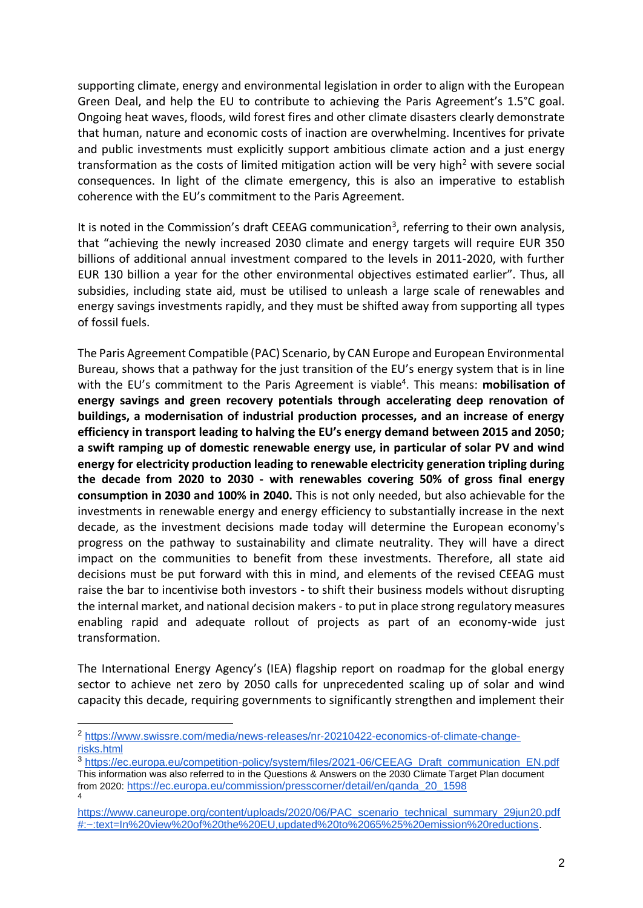supporting climate, energy and environmental legislation in order to align with the European Green Deal, and help the EU to contribute to achieving the Paris Agreement's 1.5°C goal. Ongoing heat waves, floods, wild forest fires and other climate disasters clearly demonstrate that human, nature and economic costs of inaction are overwhelming. Incentives for private and public investments must explicitly support ambitious climate action and a just energy transformation as the costs of limited mitigation action will be very high[2] with severe social consequences. In light of the climate emergency, this is also an imperative to establish coherence with the EU's commitment to the Paris Agreement.

It is noted in the Commission's draft CEEAG communication[3], referring to their own analysis, that "achieving the newly increased 2030 climate and energy targets will require EUR 350 billions of additional annual investment compared to the levels in 2011-2020, with further EUR 130 billion a year for the other environmental objectives estimated earlier". Thus, all subsidies, including state aid, must be utilised to unleash a large scale of renewables and energy savings investments rapidly, and they must be shifted away from supporting all types of fossil fuels.

The Paris Agreement Compatible (PAC) Scenario, by CAN Europe and European Environmental Bureau, shows that a pathway for the just transition of the EU's energy system that is in line with the EU's commitment to the Paris Agreement is viable[4]. This means: **mobilisation of energy savings and green recovery potentials through accelerating deep renovation of buildings, a modernisation of industrial production processes, and an increase of energy efficiency in transport leading to halving the EU's energy demand between 2015 and 2050; a swift ramping up of domestic renewable energy use, in particular of solar PV and wind energy for electricity production leading to renewable electricity generation tripling during the decade from 2020 to 2030 - with renewables covering 50% of gross final energy consumption in 2030 and 100% in 2040.** This is not only needed, but also achievable for the investments in renewable energy and energy efficiency to substantially increase in the next decade, as the investment decisions made today will determine the European economy's progress on the pathway to sustainability and climate neutrality. They will have a direct impact on the communities to benefit from these investments. Therefore, all state aid decisions must be put forward with this in mind, and elements of the revised CEEAG must raise the bar to incentivise both investors - to shift their business models without disrupting the internal market, and national decision makers - to put in place strong regulatory measures enabling rapid and adequate rollout of projects as part of an economy-wide just transformation.

The International Energy Agency's (IEA) flagship report on roadmap for the global energy sector to achieve net zero by 2050 calls for unprecedented scaling up of solar and wind capacity this decade, requiring governments to significantly strengthen and implement their

---

[2] https://www.swissre.com/media/news-releases/nr-20210422-economics-of-climate-change-risks.html

[3] https://ec.europa.eu/competition-policy/system/files/2021-06/CEEAG_Draft_communication_EN.pdf
This information was also referred to in the Questions & Answers on the 2030 Climate Target Plan document from 2020: https://ec.europa.eu/commission/presscorner/detail/en/qanda_20_1598

[4] https://www.caneurope.org/content/uploads/2020/06/PAC_scenario_technical_summary_29jun20.pdf#:~:text=In%20view%20of%20the%20EU,updated%20to%2065%25%20emission%20reductions.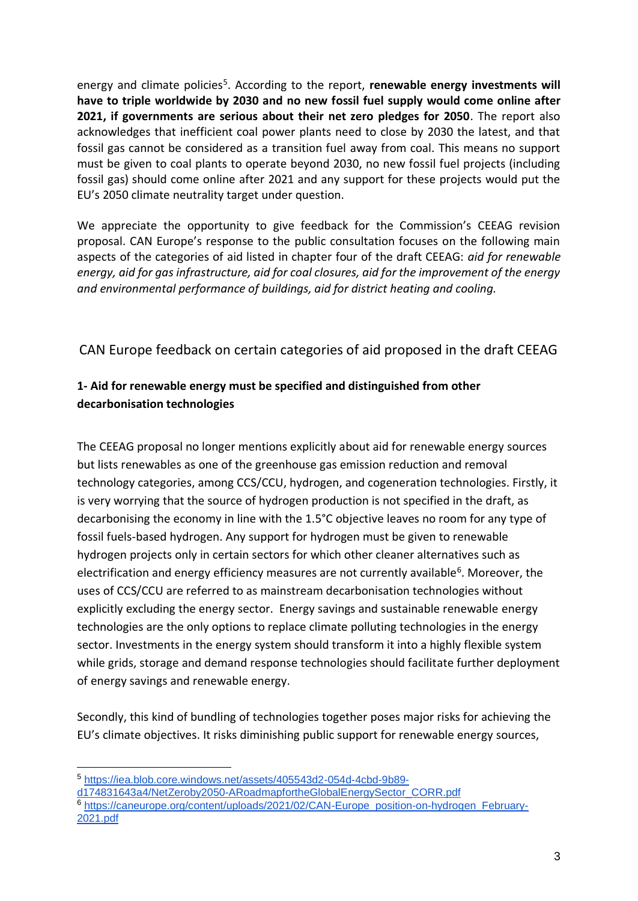energy and climate policies[5]. According to the report, **renewable energy investments will have to triple worldwide by 2030 and no new fossil fuel supply would come online after 2021, if governments are serious about their net zero pledges for 2050**. The report also acknowledges that inefficient coal power plants need to close by 2030 the latest, and that fossil gas cannot be considered as a transition fuel away from coal. This means no support must be given to coal plants to operate beyond 2030, no new fossil fuel projects (including fossil gas) should come online after 2021 and any support for these projects would put the EU's 2050 climate neutrality target under question.

We appreciate the opportunity to give feedback for the Commission's CEEAG revision proposal. CAN Europe's response to the public consultation focuses on the following main aspects of the categories of aid listed in chapter four of the draft CEEAG: *aid for renewable energy, aid for gas infrastructure, aid for coal closures, aid for the improvement of the energy and environmental performance of buildings, aid for district heating and cooling.*

## CAN Europe feedback on certain categories of aid proposed in the draft CEEAG

### 1- Aid for renewable energy must be specified and distinguished from other decarbonisation technologies

The CEEAG proposal no longer mentions explicitly about aid for renewable energy sources but lists renewables as one of the greenhouse gas emission reduction and removal technology categories, among CCS/CCU, hydrogen, and cogeneration technologies. Firstly, it is very worrying that the source of hydrogen production is not specified in the draft, as decarbonising the economy in line with the 1.5°C objective leaves no room for any type of fossil fuels-based hydrogen. Any support for hydrogen must be given to renewable hydrogen projects only in certain sectors for which other cleaner alternatives such as electrification and energy efficiency measures are not currently available[6]. Moreover, the uses of CCS/CCU are referred to as mainstream decarbonisation technologies without explicitly excluding the energy sector. Energy savings and sustainable renewable energy technologies are the only options to replace climate polluting technologies in the energy sector. Investments in the energy system should transform it into a highly flexible system while grids, storage and demand response technologies should facilitate further deployment of energy savings and renewable energy.

Secondly, this kind of bundling of technologies together poses major risks for achieving the EU's climate objectives. It risks diminishing public support for renewable energy sources,

---

[5] https://iea.blob.core.windows.net/assets/405543d2-054d-4cbd-9b89-d174831643a4/NetZeroby2050-ARoadmapfortheGlobalEnergySector_CORR.pdf

[6] https://caneurope.org/content/uploads/2021/02/CAN-Europe_position-on-hydrogen_February-2021.pdf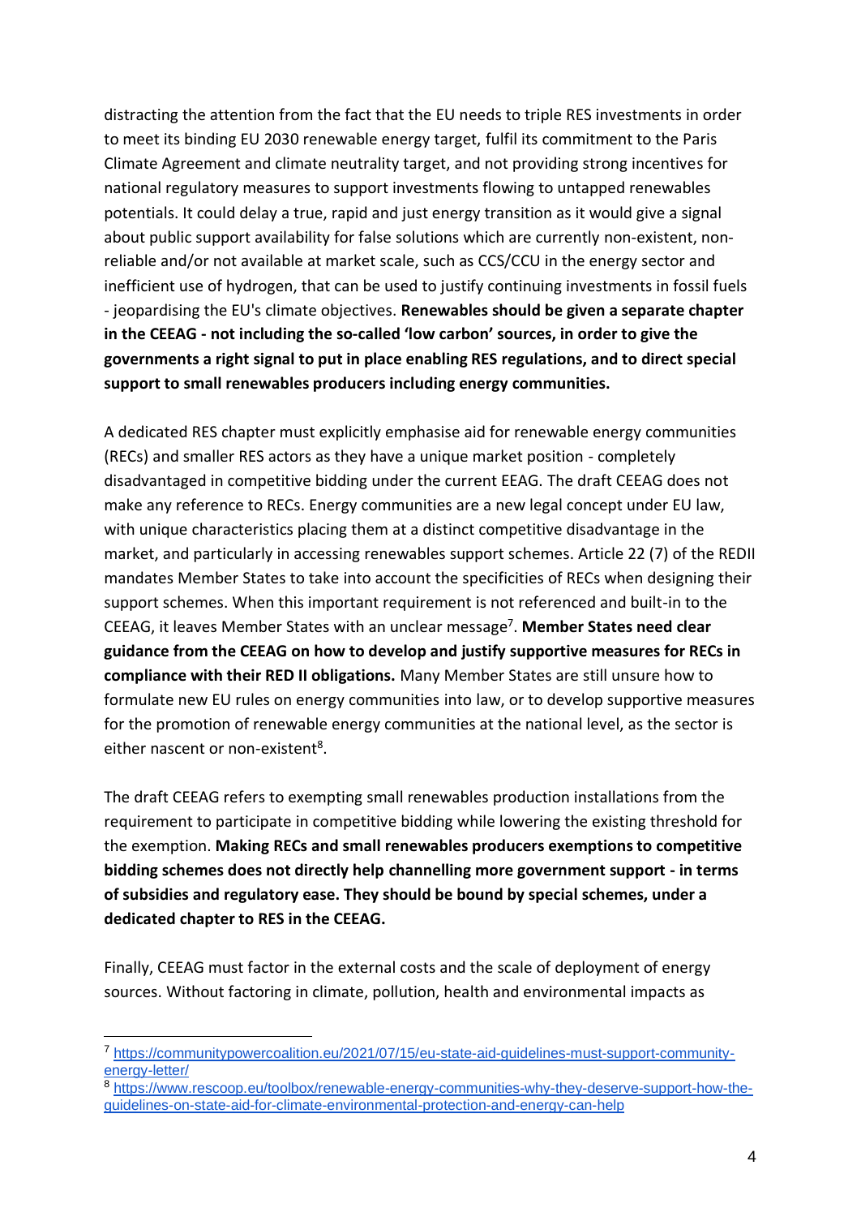distracting the attention from the fact that the EU needs to triple RES investments in order to meet its binding EU 2030 renewable energy target, fulfil its commitment to the Paris Climate Agreement and climate neutrality target, and not providing strong incentives for national regulatory measures to support investments flowing to untapped renewables potentials. It could delay a true, rapid and just energy transition as it would give a signal about public support availability for false solutions which are currently non-existent, non-reliable and/or not available at market scale, such as CCS/CCU in the energy sector and inefficient use of hydrogen, that can be used to justify continuing investments in fossil fuels - jeopardising the EU's climate objectives. **Renewables should be given a separate chapter in the CEEAG - not including the so-called 'low carbon' sources, in order to give the governments a right signal to put in place enabling RES regulations, and to direct special support to small renewables producers including energy communities.**

A dedicated RES chapter must explicitly emphasise aid for renewable energy communities (RECs) and smaller RES actors as they have a unique market position - completely disadvantaged in competitive bidding under the current EEAG. The draft CEEAG does not make any reference to RECs. Energy communities are a new legal concept under EU law, with unique characteristics placing them at a distinct competitive disadvantage in the market, and particularly in accessing renewables support schemes. Article 22 (7) of the REDII mandates Member States to take into account the specificities of RECs when designing their support schemes. When this important requirement is not referenced and built-in to the CEEAG, it leaves Member States with an unclear message[7]. **Member States need clear guidance from the CEEAG on how to develop and justify supportive measures for RECs in compliance with their RED II obligations.** Many Member States are still unsure how to formulate new EU rules on energy communities into law, or to develop supportive measures for the promotion of renewable energy communities at the national level, as the sector is either nascent or non-existent[8].

The draft CEEAG refers to exempting small renewables production installations from the requirement to participate in competitive bidding while lowering the existing threshold for the exemption. **Making RECs and small renewables producers exemptions to competitive bidding schemes does not directly help channelling more government support - in terms of subsidies and regulatory ease. They should be bound by special schemes, under a dedicated chapter to RES in the CEEAG.**

Finally, CEEAG must factor in the external costs and the scale of deployment of energy sources. Without factoring in climate, pollution, health and environmental impacts as

---

[7] https://communitypowercoalition.eu/2021/07/15/eu-state-aid-guidelines-must-support-community-energy-letter/

[8] https://www.rescoop.eu/toolbox/renewable-energy-communities-why-they-deserve-support-how-the-guidelines-on-state-aid-for-climate-environmental-protection-and-energy-can-help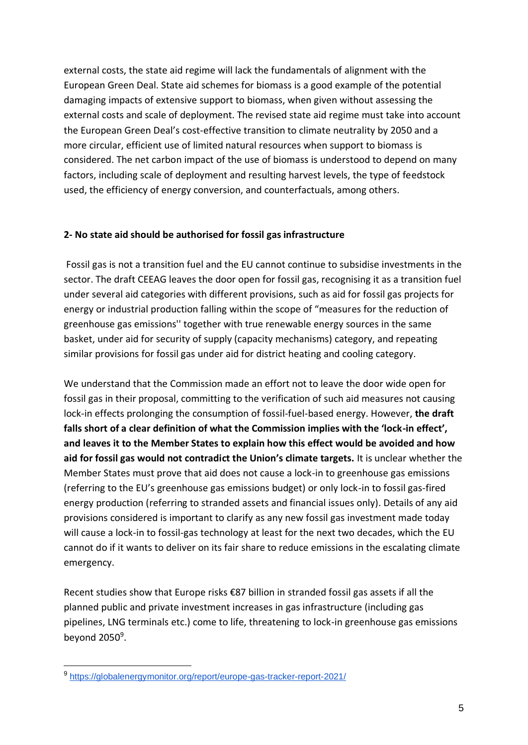external costs, the state aid regime will lack the fundamentals of alignment with the European Green Deal. State aid schemes for biomass is a good example of the potential damaging impacts of extensive support to biomass, when given without assessing the external costs and scale of deployment. The revised state aid regime must take into account the European Green Deal's cost-effective transition to climate neutrality by 2050 and a more circular, efficient use of limited natural resources when support to biomass is considered. The net carbon impact of the use of biomass is understood to depend on many factors, including scale of deployment and resulting harvest levels, the type of feedstock used, the efficiency of energy conversion, and counterfactuals, among others.

**2- No state aid should be authorised for fossil gas infrastructure**

Fossil gas is not a transition fuel and the EU cannot continue to subsidise investments in the sector. The draft CEEAG leaves the door open for fossil gas, recognising it as a transition fuel under several aid categories with different provisions, such as aid for fossil gas projects for energy or industrial production falling within the scope of "measures for the reduction of greenhouse gas emissions'' together with true renewable energy sources in the same basket, under aid for security of supply (capacity mechanisms) category, and repeating similar provisions for fossil gas under aid for district heating and cooling category.

We understand that the Commission made an effort not to leave the door wide open for fossil gas in their proposal, committing to the verification of such aid measures not causing lock-in effects prolonging the consumption of fossil-fuel-based energy. However, **the draft falls short of a clear definition of what the Commission implies with the 'lock-in effect', and leaves it to the Member States to explain how this effect would be avoided and how aid for fossil gas would not contradict the Union's climate targets.** It is unclear whether the Member States must prove that aid does not cause a lock-in to greenhouse gas emissions (referring to the EU's greenhouse gas emissions budget) or only lock-in to fossil gas-fired energy production (referring to stranded assets and financial issues only). Details of any aid provisions considered is important to clarify as any new fossil gas investment made today will cause a lock-in to fossil-gas technology at least for the next two decades, which the EU cannot do if it wants to deliver on its fair share to reduce emissions in the escalating climate emergency.

Recent studies show that Europe risks €87 billion in stranded fossil gas assets if all the planned public and private investment increases in gas infrastructure (including gas pipelines, LNG terminals etc.) come to life, threatening to lock-in greenhouse gas emissions beyond 2050[9].

[9] https://globalenergymonitor.org/report/europe-gas-tracker-report-2021/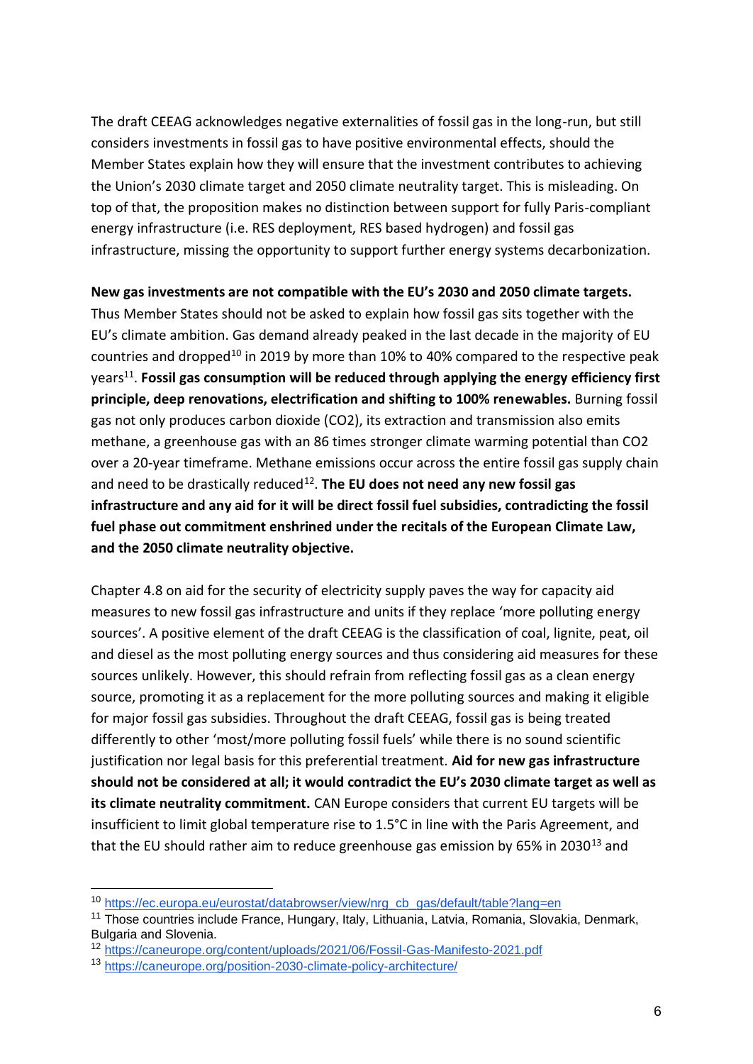The draft CEEAG acknowledges negative externalities of fossil gas in the long-run, but still considers investments in fossil gas to have positive environmental effects, should the Member States explain how they will ensure that the investment contributes to achieving the Union's 2030 climate target and 2050 climate neutrality target. This is misleading. On top of that, the proposition makes no distinction between support for fully Paris-compliant energy infrastructure (i.e. RES deployment, RES based hydrogen) and fossil gas infrastructure, missing the opportunity to support further energy systems decarbonization.

**New gas investments are not compatible with the EU's 2030 and 2050 climate targets.** Thus Member States should not be asked to explain how fossil gas sits together with the EU's climate ambition. Gas demand already peaked in the last decade in the majority of EU countries and dropped[10] in 2019 by more than 10% to 40% compared to the respective peak years[11]. **Fossil gas consumption will be reduced through applying the energy efficiency first principle, deep renovations, electrification and shifting to 100% renewables.** Burning fossil gas not only produces carbon dioxide ($CO_2$), its extraction and transmission also emits methane, a greenhouse gas with an 86 times stronger climate warming potential than $CO_2$ over a 20-year timeframe. Methane emissions occur across the entire fossil gas supply chain and need to be drastically reduced[12]. **The EU does not need any new fossil gas infrastructure and any aid for it will be direct fossil fuel subsidies, contradicting the fossil fuel phase out commitment enshrined under the recitals of the European Climate Law, and the 2050 climate neutrality objective.**

Chapter 4.8 on aid for the security of electricity supply paves the way for capacity aid measures to new fossil gas infrastructure and units if they replace 'more polluting energy sources'. A positive element of the draft CEEAG is the classification of coal, lignite, peat, oil and diesel as the most polluting energy sources and thus considering aid measures for these sources unlikely. However, this should refrain from reflecting fossil gas as a clean energy source, promoting it as a replacement for the more polluting sources and making it eligible for major fossil gas subsidies. Throughout the draft CEEAG, fossil gas is being treated differently to other 'most/more polluting fossil fuels' while there is no sound scientific justification nor legal basis for this preferential treatment. **Aid for new gas infrastructure should not be considered at all; it would contradict the EU's 2030 climate target as well as its climate neutrality commitment.** CAN Europe considers that current EU targets will be insufficient to limit global temperature rise to 1.5°C in line with the Paris Agreement, and that the EU should rather aim to reduce greenhouse gas emission by 65% in 2030[13] and

---

[10] https://ec.europa.eu/eurostat/databrowser/view/nrg_cb_gas/default/table?lang=en

[11] Those countries include France, Hungary, Italy, Lithuania, Latvia, Romania, Slovakia, Denmark, Bulgaria and Slovenia.

[12] https://caneurope.org/content/uploads/2021/06/Fossil-Gas-Manifesto-2021.pdf

[13] https://caneurope.org/position-2030-climate-policy-architecture/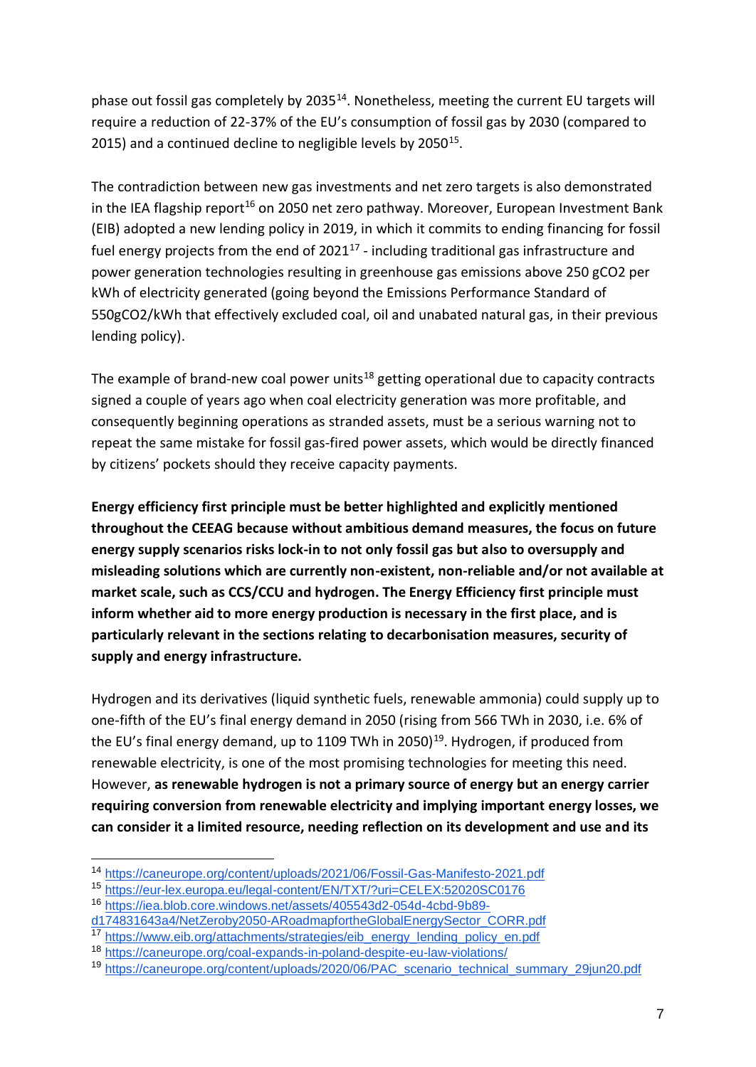phase out fossil gas completely by 2035[14]. Nonetheless, meeting the current EU targets will require a reduction of 22-37% of the EU's consumption of fossil gas by 2030 (compared to 2015) and a continued decline to negligible levels by 2050[15].

The contradiction between new gas investments and net zero targets is also demonstrated in the IEA flagship report[16] on 2050 net zero pathway. Moreover, European Investment Bank (EIB) adopted a new lending policy in 2019, in which it commits to ending financing for fossil fuel energy projects from the end of 2021[17] - including traditional gas infrastructure and power generation technologies resulting in greenhouse gas emissions above 250 $gCO_2$ per kWh of electricity generated (going beyond the Emissions Performance Standard of 550$gCO_2$/kWh that effectively excluded coal, oil and unabated natural gas, in their previous lending policy).

The example of brand-new coal power units[18] getting operational due to capacity contracts signed a couple of years ago when coal electricity generation was more profitable, and consequently beginning operations as stranded assets, must be a serious warning not to repeat the same mistake for fossil gas-fired power assets, which would be directly financed by citizens' pockets should they receive capacity payments.

**Energy efficiency first principle must be better highlighted and explicitly mentioned throughout the CEEAG because without ambitious demand measures, the focus on future energy supply scenarios risks lock-in to not only fossil gas but also to oversupply and misleading solutions which are currently non-existent, non-reliable and/or not available at market scale, such as CCS/CCU and hydrogen. The Energy Efficiency first principle must inform whether aid to more energy production is necessary in the first place, and is particularly relevant in the sections relating to decarbonisation measures, security of supply and energy infrastructure.**

Hydrogen and its derivatives (liquid synthetic fuels, renewable ammonia) could supply up to one-fifth of the EU's final energy demand in 2050 (rising from 566 TWh in 2030, i.e. 6% of the EU's final energy demand, up to 1109 TWh in 2050)[19]. Hydrogen, if produced from renewable electricity, is one of the most promising technologies for meeting this need. However, **as renewable hydrogen is not a primary source of energy but an energy carrier requiring conversion from renewable electricity and implying important energy losses, we can consider it a limited resource, needing reflection on its development and use and its**

---

[14] https://caneurope.org/content/uploads/2021/06/Fossil-Gas-Manifesto-2021.pdf

[15] https://eur-lex.europa.eu/legal-content/EN/TXT/?uri=CELEX:52020SC0176

[16] https://iea.blob.core.windows.net/assets/405543d2-054d-4cbd-9b89-d174831643a4/NetZeroby2050-ARoadmapfortheGlobalEnergySector_CORR.pdf

[17] https://www.eib.org/attachments/strategies/eib_energy_lending_policy_en.pdf

[18] https://caneurope.org/coal-expands-in-poland-despite-eu-law-violations/

[19] https://caneurope.org/content/uploads/2020/06/PAC_scenario_technical_summary_29jun20.pdf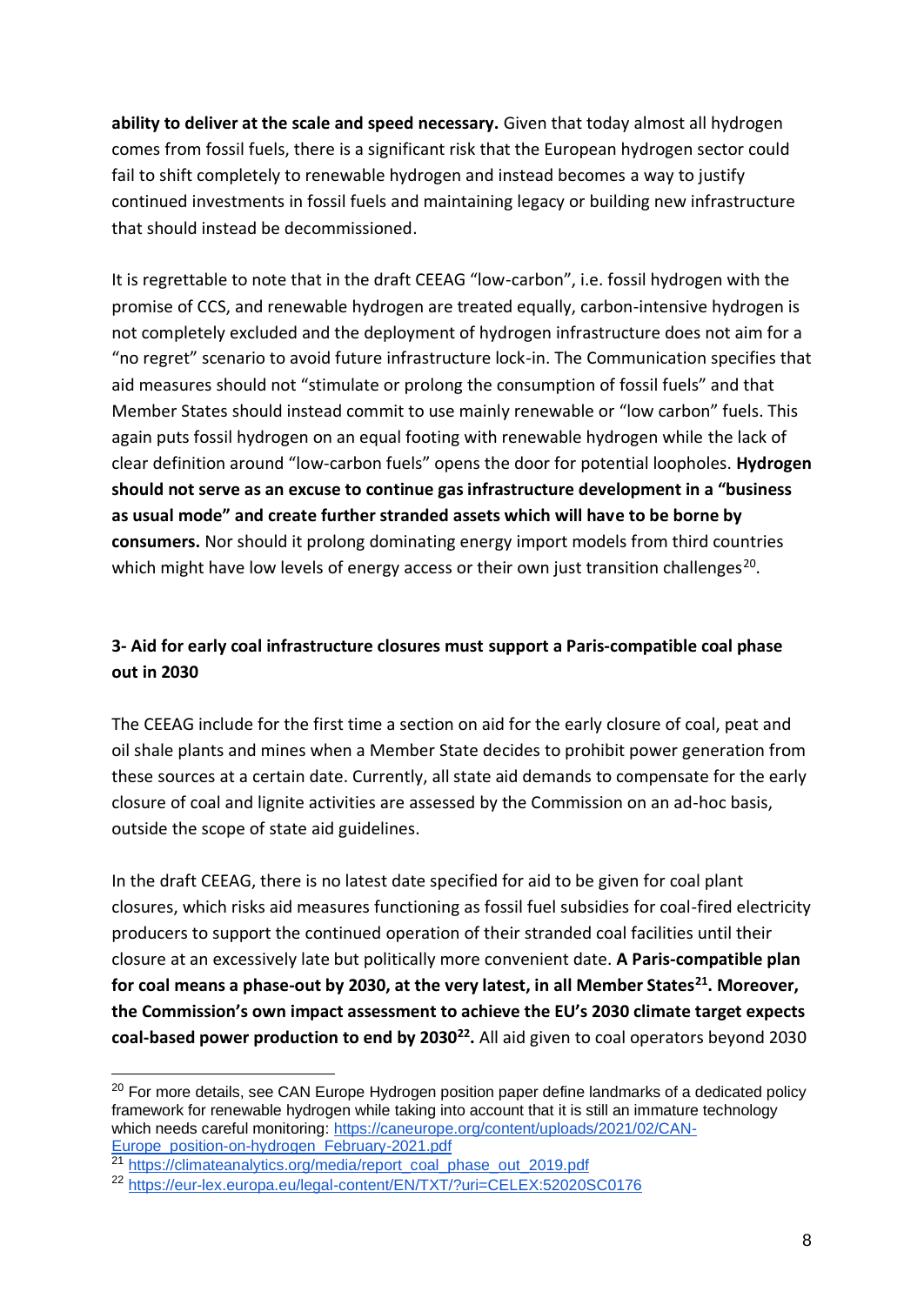**ability to deliver at the scale and speed necessary.** Given that today almost all hydrogen comes from fossil fuels, there is a significant risk that the European hydrogen sector could fail to shift completely to renewable hydrogen and instead becomes a way to justify continued investments in fossil fuels and maintaining legacy or building new infrastructure that should instead be decommissioned.

It is regrettable to note that in the draft CEEAG "low-carbon", i.e. fossil hydrogen with the promise of CCS, and renewable hydrogen are treated equally, carbon-intensive hydrogen is not completely excluded and the deployment of hydrogen infrastructure does not aim for a "no regret" scenario to avoid future infrastructure lock-in. The Communication specifies that aid measures should not "stimulate or prolong the consumption of fossil fuels" and that Member States should instead commit to use mainly renewable or "low carbon" fuels. This again puts fossil hydrogen on an equal footing with renewable hydrogen while the lack of clear definition around "low-carbon fuels" opens the door for potential loopholes. **Hydrogen should not serve as an excuse to continue gas infrastructure development in a "business as usual mode" and create further stranded assets which will have to be borne by consumers.** Nor should it prolong dominating energy import models from third countries which might have low levels of energy access or their own just transition challenges[20].

### 3- Aid for early coal infrastructure closures must support a Paris-compatible coal phase out in 2030

The CEEAG include for the first time a section on aid for the early closure of coal, peat and oil shale plants and mines when a Member State decides to prohibit power generation from these sources at a certain date. Currently, all state aid demands to compensate for the early closure of coal and lignite activities are assessed by the Commission on an ad-hoc basis, outside the scope of state aid guidelines.

In the draft CEEAG, there is no latest date specified for aid to be given for coal plant closures, which risks aid measures functioning as fossil fuel subsidies for coal-fired electricity producers to support the continued operation of their stranded coal facilities until their closure at an excessively late but politically more convenient date. **A Paris-compatible plan for coal means a phase-out by 2030, at the very latest, in all Member States[21]. Moreover, the Commission's own impact assessment to achieve the EU's 2030 climate target expects coal-based power production to end by 2030[22].** All aid given to coal operators beyond 2030

---

[20] For more details, see CAN Europe Hydrogen position paper define landmarks of a dedicated policy framework for renewable hydrogen while taking into account that it is still an immature technology which needs careful monitoring: https://caneurope.org/content/uploads/2021/02/CAN-Europe_position-on-hydrogen_February-2021.pdf

[21] https://climateanalytics.org/media/report_coal_phase_out_2019.pdf

[22] https://eur-lex.europa.eu/legal-content/EN/TXT/?uri=CELEX:52020SC0176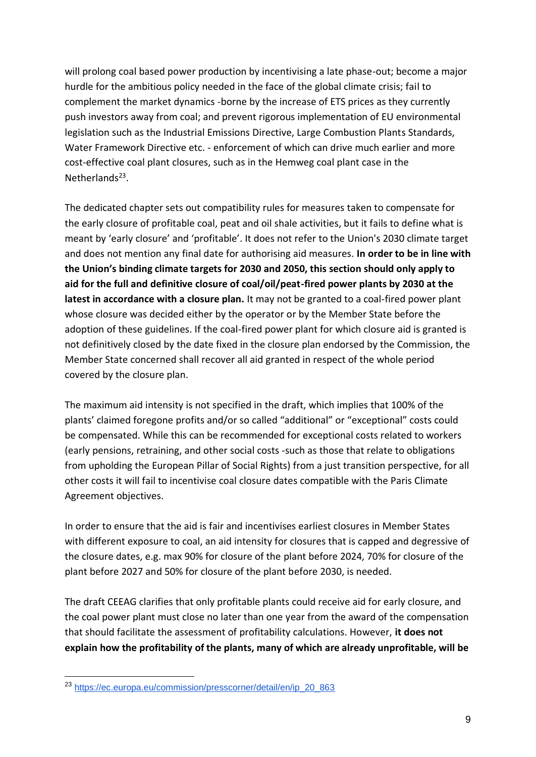will prolong coal based power production by incentivising a late phase-out; become a major hurdle for the ambitious policy needed in the face of the global climate crisis; fail to complement the market dynamics -borne by the increase of ETS prices as they currently push investors away from coal; and prevent rigorous implementation of EU environmental legislation such as the Industrial Emissions Directive, Large Combustion Plants Standards, Water Framework Directive etc. - enforcement of which can drive much earlier and more cost-effective coal plant closures, such as in the Hemweg coal plant case in the Netherlands[23].

The dedicated chapter sets out compatibility rules for measures taken to compensate for the early closure of profitable coal, peat and oil shale activities, but it fails to define what is meant by 'early closure' and 'profitable'. It does not refer to the Union's 2030 climate target and does not mention any final date for authorising aid measures. **In order to be in line with the Union's binding climate targets for 2030 and 2050, this section should only apply to aid for the full and definitive closure of coal/oil/peat-fired power plants by 2030 at the latest in accordance with a closure plan.** It may not be granted to a coal-fired power plant whose closure was decided either by the operator or by the Member State before the adoption of these guidelines. If the coal-fired power plant for which closure aid is granted is not definitively closed by the date fixed in the closure plan endorsed by the Commission, the Member State concerned shall recover all aid granted in respect of the whole period covered by the closure plan.

The maximum aid intensity is not specified in the draft, which implies that 100% of the plants' claimed foregone profits and/or so called "additional" or "exceptional" costs could be compensated. While this can be recommended for exceptional costs related to workers (early pensions, retraining, and other social costs -such as those that relate to obligations from upholding the European Pillar of Social Rights) from a just transition perspective, for all other costs it will fail to incentivise coal closure dates compatible with the Paris Climate Agreement objectives.

In order to ensure that the aid is fair and incentivises earliest closures in Member States with different exposure to coal, an aid intensity for closures that is capped and degressive of the closure dates, e.g. max 90% for closure of the plant before 2024, 70% for closure of the plant before 2027 and 50% for closure of the plant before 2030, is needed.

The draft CEEAG clarifies that only profitable plants could receive aid for early closure, and the coal power plant must close no later than one year from the award of the compensation that should facilitate the assessment of profitability calculations. However, **it does not explain how the profitability of the plants, many of which are already unprofitable, will be**

---

[23] https://ec.europa.eu/commission/presscorner/detail/en/ip_20_863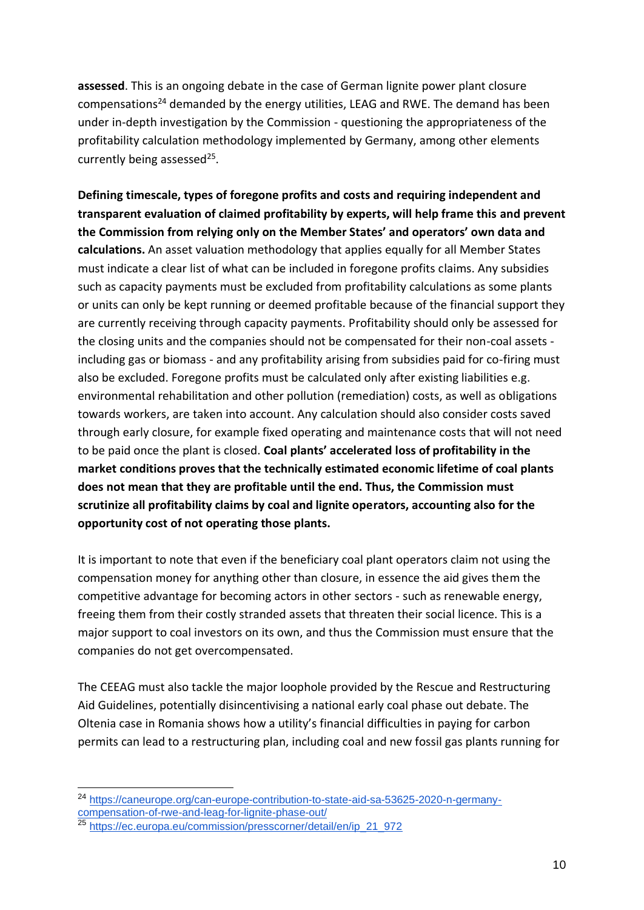**assessed**. This is an ongoing debate in the case of German lignite power plant closure compensations[24] demanded by the energy utilities, LEAG and RWE. The demand has been under in-depth investigation by the Commission - questioning the appropriateness of the profitability calculation methodology implemented by Germany, among other elements currently being assessed[25].

**Defining timescale, types of foregone profits and costs and requiring independent and transparent evaluation of claimed profitability by experts, will help frame this and prevent the Commission from relying only on the Member States' and operators' own data and calculations.** An asset valuation methodology that applies equally for all Member States must indicate a clear list of what can be included in foregone profits claims. Any subsidies such as capacity payments must be excluded from profitability calculations as some plants or units can only be kept running or deemed profitable because of the financial support they are currently receiving through capacity payments. Profitability should only be assessed for the closing units and the companies should not be compensated for their non-coal assets - including gas or biomass - and any profitability arising from subsidies paid for co-firing must also be excluded. Foregone profits must be calculated only after existing liabilities e.g. environmental rehabilitation and other pollution (remediation) costs, as well as obligations towards workers, are taken into account. Any calculation should also consider costs saved through early closure, for example fixed operating and maintenance costs that will not need to be paid once the plant is closed. **Coal plants' accelerated loss of profitability in the market conditions proves that the technically estimated economic lifetime of coal plants does not mean that they are profitable until the end. Thus, the Commission must scrutinize all profitability claims by coal and lignite operators, accounting also for the opportunity cost of not operating those plants.**

It is important to note that even if the beneficiary coal plant operators claim not using the compensation money for anything other than closure, in essence the aid gives them the competitive advantage for becoming actors in other sectors - such as renewable energy, freeing them from their costly stranded assets that threaten their social licence. This is a major support to coal investors on its own, and thus the Commission must ensure that the companies do not get overcompensated.

The CEEAG must also tackle the major loophole provided by the Rescue and Restructuring Aid Guidelines, potentially disincentivising a national early coal phase out debate. The Oltenia case in Romania shows how a utility's financial difficulties in paying for carbon permits can lead to a restructuring plan, including coal and new fossil gas plants running for

---

[24] https://caneurope.org/can-europe-contribution-to-state-aid-sa-53625-2020-n-germany-compensation-of-rwe-and-leag-for-lignite-phase-out/

[25] https://ec.europa.eu/commission/presscorner/detail/en/ip_21_972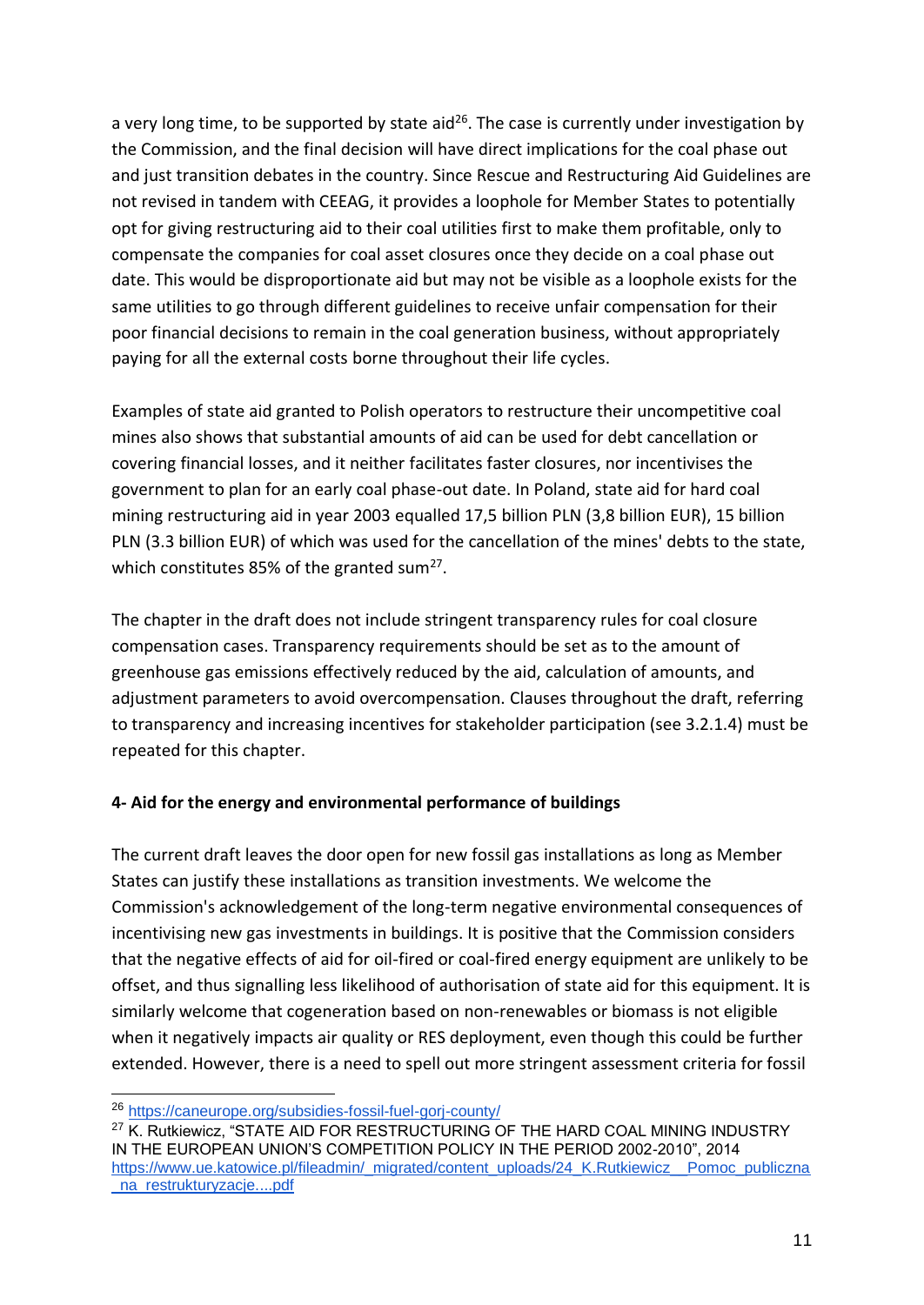a very long time, to be supported by state aid[26]. The case is currently under investigation by the Commission, and the final decision will have direct implications for the coal phase out and just transition debates in the country. Since Rescue and Restructuring Aid Guidelines are not revised in tandem with CEEAG, it provides a loophole for Member States to potentially opt for giving restructuring aid to their coal utilities first to make them profitable, only to compensate the companies for coal asset closures once they decide on a coal phase out date. This would be disproportionate aid but may not be visible as a loophole exists for the same utilities to go through different guidelines to receive unfair compensation for their poor financial decisions to remain in the coal generation business, without appropriately paying for all the external costs borne throughout their life cycles.

Examples of state aid granted to Polish operators to restructure their uncompetitive coal mines also shows that substantial amounts of aid can be used for debt cancellation or covering financial losses, and it neither facilitates faster closures, nor incentivises the government to plan for an early coal phase-out date. In Poland, state aid for hard coal mining restructuring aid in year 2003 equalled 17,5 billion PLN (3,8 billion EUR), 15 billion PLN (3.3 billion EUR) of which was used for the cancellation of the mines' debts to the state, which constitutes 85% of the granted sum[27].

The chapter in the draft does not include stringent transparency rules for coal closure compensation cases. Transparency requirements should be set as to the amount of greenhouse gas emissions effectively reduced by the aid, calculation of amounts, and adjustment parameters to avoid overcompensation. Clauses throughout the draft, referring to transparency and increasing incentives for stakeholder participation (see 3.2.1.4) must be repeated for this chapter.

#### 4- Aid for the energy and environmental performance of buildings

The current draft leaves the door open for new fossil gas installations as long as Member States can justify these installations as transition investments. We welcome the Commission's acknowledgement of the long-term negative environmental consequences of incentivising new gas investments in buildings. It is positive that the Commission considers that the negative effects of aid for oil-fired or coal-fired energy equipment are unlikely to be offset, and thus signalling less likelihood of authorisation of state aid for this equipment. It is similarly welcome that cogeneration based on non-renewables or biomass is not eligible when it negatively impacts air quality or RES deployment, even though this could be further extended. However, there is a need to spell out more stringent assessment criteria for fossil

---

[26] https://caneurope.org/subsidies-fossil-fuel-gorj-county/

[27] K. Rutkiewicz, "STATE AID FOR RESTRUCTURING OF THE HARD COAL MINING INDUSTRY IN THE EUROPEAN UNION'S COMPETITION POLICY IN THE PERIOD 2002-2010", 2014 https://www.ue.katowice.pl/fileadmin/_migrated/content_uploads/24_K.Rutkiewicz__Pomoc_publiczna_na_restrukturyzacje....pdf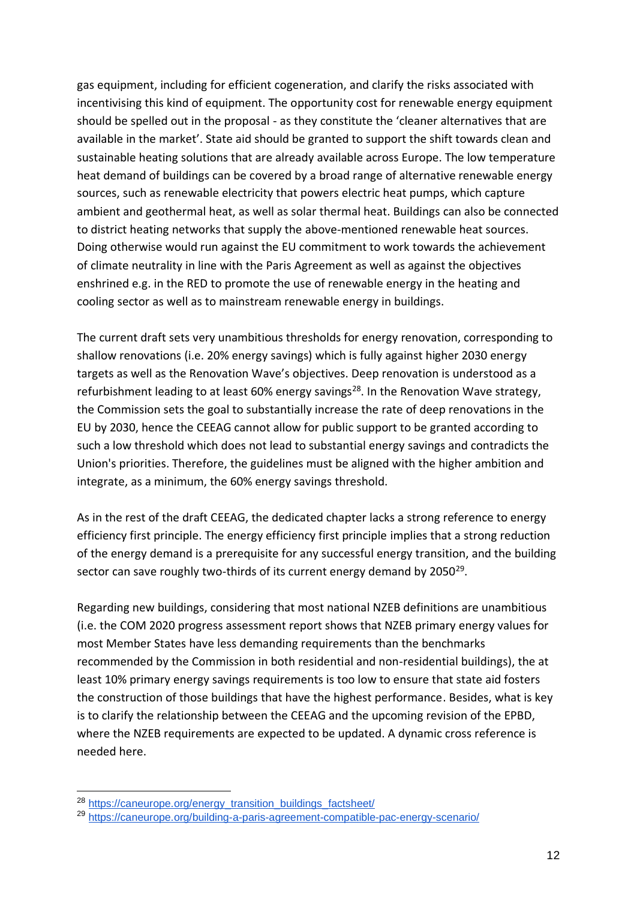gas equipment, including for efficient cogeneration, and clarify the risks associated with incentivising this kind of equipment. The opportunity cost for renewable energy equipment should be spelled out in the proposal - as they constitute the 'cleaner alternatives that are available in the market'. State aid should be granted to support the shift towards clean and sustainable heating solutions that are already available across Europe. The low temperature heat demand of buildings can be covered by a broad range of alternative renewable energy sources, such as renewable electricity that powers electric heat pumps, which capture ambient and geothermal heat, as well as solar thermal heat. Buildings can also be connected to district heating networks that supply the above-mentioned renewable heat sources. Doing otherwise would run against the EU commitment to work towards the achievement of climate neutrality in line with the Paris Agreement as well as against the objectives enshrined e.g. in the RED to promote the use of renewable energy in the heating and cooling sector as well as to mainstream renewable energy in buildings.

The current draft sets very unambitious thresholds for energy renovation, corresponding to shallow renovations (i.e. 20% energy savings) which is fully against higher 2030 energy targets as well as the Renovation Wave's objectives. Deep renovation is understood as a refurbishment leading to at least 60% energy savings[28]. In the Renovation Wave strategy, the Commission sets the goal to substantially increase the rate of deep renovations in the EU by 2030, hence the CEEAG cannot allow for public support to be granted according to such a low threshold which does not lead to substantial energy savings and contradicts the Union's priorities. Therefore, the guidelines must be aligned with the higher ambition and integrate, as a minimum, the 60% energy savings threshold.

As in the rest of the draft CEEAG, the dedicated chapter lacks a strong reference to energy efficiency first principle. The energy efficiency first principle implies that a strong reduction of the energy demand is a prerequisite for any successful energy transition, and the building sector can save roughly two-thirds of its current energy demand by 2050[29].

Regarding new buildings, considering that most national NZEB definitions are unambitious (i.e. the COM 2020 progress assessment report shows that NZEB primary energy values for most Member States have less demanding requirements than the benchmarks recommended by the Commission in both residential and non-residential buildings), the at least 10% primary energy savings requirements is too low to ensure that state aid fosters the construction of those buildings that have the highest performance. Besides, what is key is to clarify the relationship between the CEEAG and the upcoming revision of the EPBD, where the NZEB requirements are expected to be updated. A dynamic cross reference is needed here.

---

[28] https://caneurope.org/energy_transition_buildings_factsheet/

[29] https://caneurope.org/building-a-paris-agreement-compatible-pac-energy-scenario/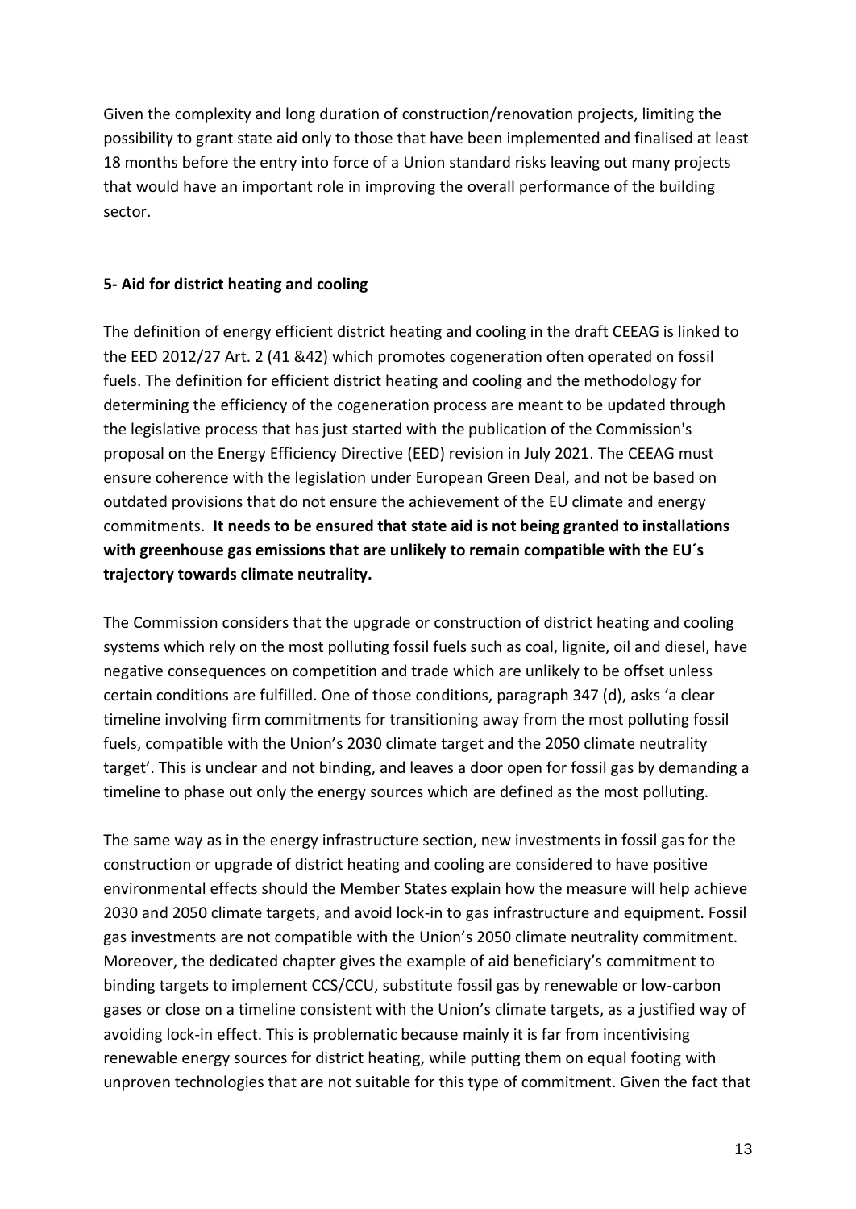Given the complexity and long duration of construction/renovation projects, limiting the possibility to grant state aid only to those that have been implemented and finalised at least 18 months before the entry into force of a Union standard risks leaving out many projects that would have an important role in improving the overall performance of the building sector.

**5- Aid for district heating and cooling**

The definition of energy efficient district heating and cooling in the draft CEEAG is linked to the EED 2012/27 Art. 2 (41 &42) which promotes cogeneration often operated on fossil fuels. The definition for efficient district heating and cooling and the methodology for determining the efficiency of the cogeneration process are meant to be updated through the legislative process that has just started with the publication of the Commission's proposal on the Energy Efficiency Directive (EED) revision in July 2021. The CEEAG must ensure coherence with the legislation under European Green Deal, and not be based on outdated provisions that do not ensure the achievement of the EU climate and energy commitments. **It needs to be ensured that state aid is not being granted to installations with greenhouse gas emissions that are unlikely to remain compatible with the EU´s trajectory towards climate neutrality.**

The Commission considers that the upgrade or construction of district heating and cooling systems which rely on the most polluting fossil fuels such as coal, lignite, oil and diesel, have negative consequences on competition and trade which are unlikely to be offset unless certain conditions are fulfilled. One of those conditions, paragraph 347 (d), asks 'a clear timeline involving firm commitments for transitioning away from the most polluting fossil fuels, compatible with the Union's 2030 climate target and the 2050 climate neutrality target'. This is unclear and not binding, and leaves a door open for fossil gas by demanding a timeline to phase out only the energy sources which are defined as the most polluting.

The same way as in the energy infrastructure section, new investments in fossil gas for the construction or upgrade of district heating and cooling are considered to have positive environmental effects should the Member States explain how the measure will help achieve 2030 and 2050 climate targets, and avoid lock-in to gas infrastructure and equipment. Fossil gas investments are not compatible with the Union's 2050 climate neutrality commitment. Moreover, the dedicated chapter gives the example of aid beneficiary's commitment to binding targets to implement CCS/CCU, substitute fossil gas by renewable or low-carbon gases or close on a timeline consistent with the Union's climate targets, as a justified way of avoiding lock-in effect. This is problematic because mainly it is far from incentivising renewable energy sources for district heating, while putting them on equal footing with unproven technologies that are not suitable for this type of commitment. Given the fact that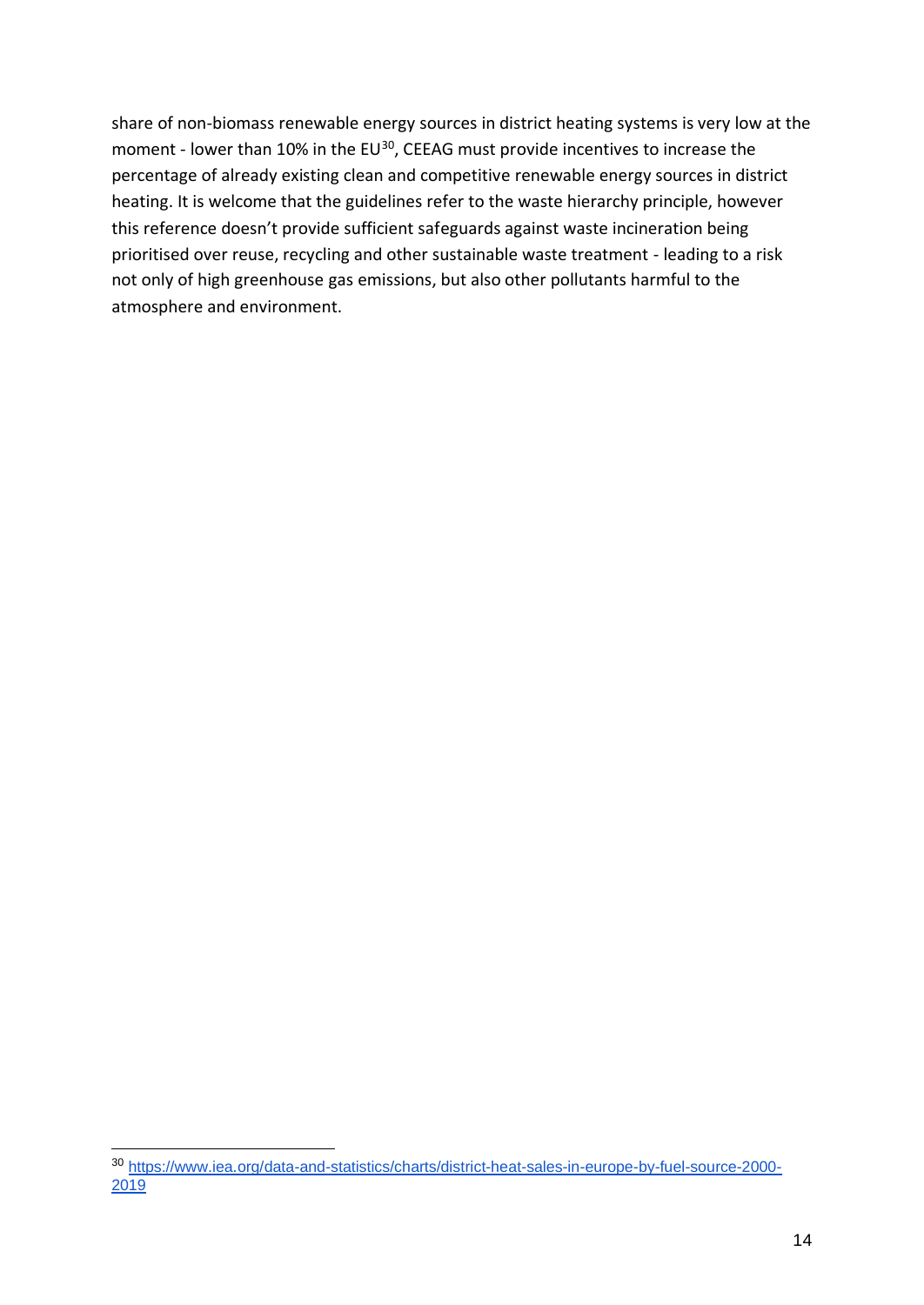share of non-biomass renewable energy sources in district heating systems is very low at the moment - lower than 10% in the EU[30], CEEAG must provide incentives to increase the percentage of already existing clean and competitive renewable energy sources in district heating. It is welcome that the guidelines refer to the waste hierarchy principle, however this reference doesn't provide sufficient safeguards against waste incineration being prioritised over reuse, recycling and other sustainable waste treatment - leading to a risk not only of high greenhouse gas emissions, but also other pollutants harmful to the atmosphere and environment.

[30] https://www.iea.org/data-and-statistics/charts/district-heat-sales-in-europe-by-fuel-source-2000-2019